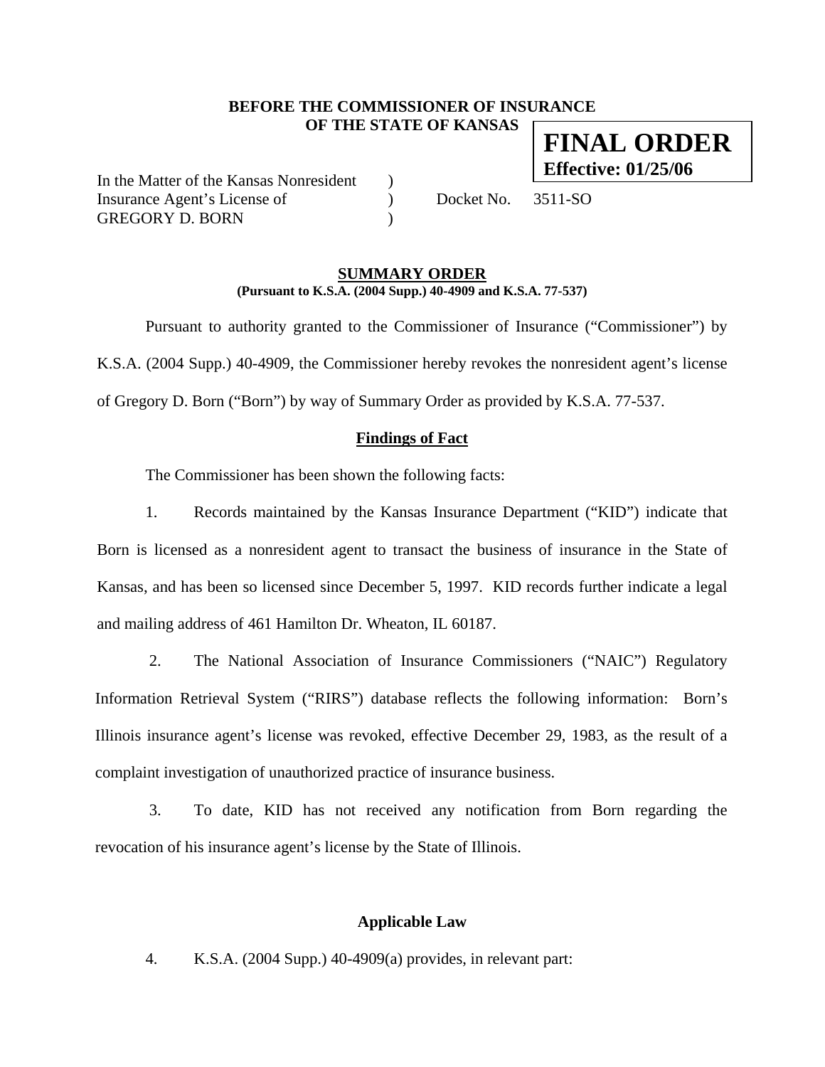**BEFORE THE COMMISSIONER OF INSURANCE OF THE STATE OF KANSAS**

**FINAL ORDER**
**Effective: 01/25/06**

In the Matter of the Kansas Nonresident )
Insurance Agent's License of ) Docket No. 3511-SO
GREGORY D. BORN )

## SUMMARY ORDER

**(Pursuant to K.S.A. (2004 Supp.) 40-4909 and K.S.A. 77-537)**

Pursuant to authority granted to the Commissioner of Insurance ("Commissioner") by K.S.A. (2004 Supp.) 40-4909, the Commissioner hereby revokes the nonresident agent's license of Gregory D. Born ("Born") by way of Summary Order as provided by K.S.A. 77-537.

### Findings of Fact

The Commissioner has been shown the following facts:

1. Records maintained by the Kansas Insurance Department ("KID") indicate that Born is licensed as a nonresident agent to transact the business of insurance in the State of Kansas, and has been so licensed since December 5, 1997. KID records further indicate a legal and mailing address of 461 Hamilton Dr. Wheaton, IL 60187.

2. The National Association of Insurance Commissioners ("NAIC") Regulatory Information Retrieval System ("RIRS") database reflects the following information: Born's Illinois insurance agent's license was revoked, effective December 29, 1983, as the result of a complaint investigation of unauthorized practice of insurance business.

3. To date, KID has not received any notification from Born regarding the revocation of his insurance agent's license by the State of Illinois.

### Applicable Law

4. K.S.A. (2004 Supp.) 40-4909(a) provides, in relevant part: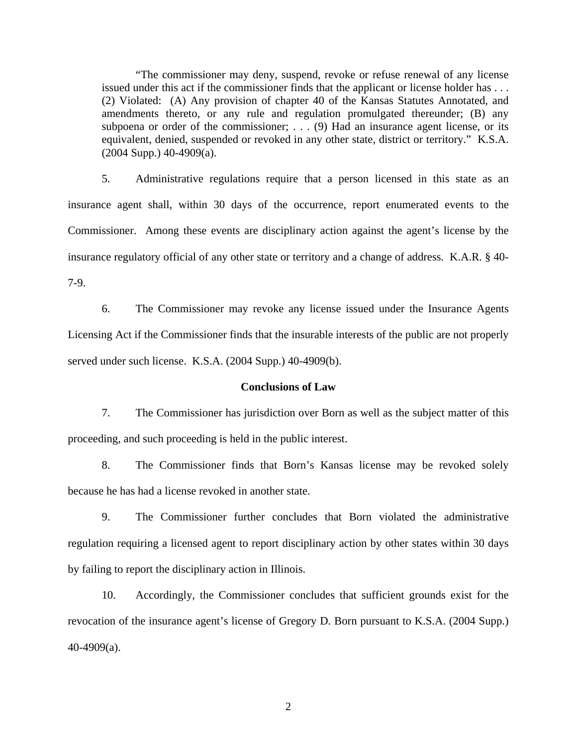> "The commissioner may deny, suspend, revoke or refuse renewal of any license issued under this act if the commissioner finds that the applicant or license holder has . . . (2) Violated: (A) Any provision of chapter 40 of the Kansas Statutes Annotated, and amendments thereto, or any rule and regulation promulgated thereunder; (B) any subpoena or order of the commissioner; . . . (9) Had an insurance agent license, or its equivalent, denied, suspended or revoked in any other state, district or territory." K.S.A. (2004 Supp.) 40-4909(a).

5. Administrative regulations require that a person licensed in this state as an insurance agent shall, within 30 days of the occurrence, report enumerated events to the Commissioner. Among these events are disciplinary action against the agent's license by the insurance regulatory official of any other state or territory and a change of address. K.A.R. § 40-7-9.

6. The Commissioner may revoke any license issued under the Insurance Agents Licensing Act if the Commissioner finds that the insurable interests of the public are not properly served under such license. K.S.A. (2004 Supp.) 40-4909(b).

**Conclusions of Law**

7. The Commissioner has jurisdiction over Born as well as the subject matter of this proceeding, and such proceeding is held in the public interest.

8. The Commissioner finds that Born's Kansas license may be revoked solely because he has had a license revoked in another state.

9. The Commissioner further concludes that Born violated the administrative regulation requiring a licensed agent to report disciplinary action by other states within 30 days by failing to report the disciplinary action in Illinois.

10. Accordingly, the Commissioner concludes that sufficient grounds exist for the revocation of the insurance agent's license of Gregory D. Born pursuant to K.S.A. (2004 Supp.) 40-4909(a).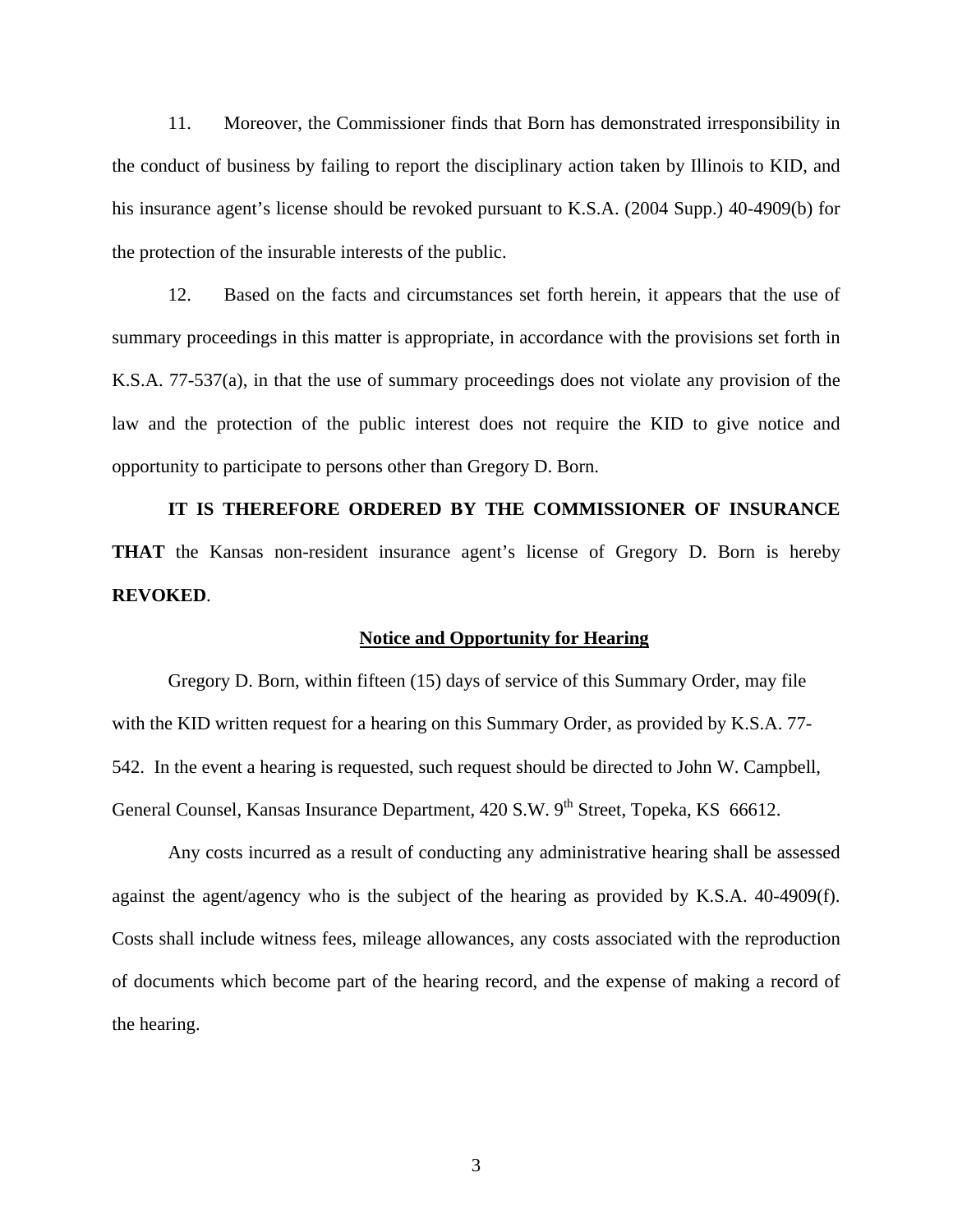11. Moreover, the Commissioner finds that Born has demonstrated irresponsibility in the conduct of business by failing to report the disciplinary action taken by Illinois to KID, and his insurance agent's license should be revoked pursuant to K.S.A. (2004 Supp.) 40-4909(b) for the protection of the insurable interests of the public.

12. Based on the facts and circumstances set forth herein, it appears that the use of summary proceedings in this matter is appropriate, in accordance with the provisions set forth in K.S.A. 77-537(a), in that the use of summary proceedings does not violate any provision of the law and the protection of the public interest does not require the KID to give notice and opportunity to participate to persons other than Gregory D. Born.

**IT IS THEREFORE ORDERED BY THE COMMISSIONER OF INSURANCE THAT** the Kansas non-resident insurance agent's license of Gregory D. Born is hereby **REVOKED**.

## Notice and Opportunity for Hearing

Gregory D. Born, within fifteen (15) days of service of this Summary Order, may file with the KID written request for a hearing on this Summary Order, as provided by K.S.A. 77-542. In the event a hearing is requested, such request should be directed to John W. Campbell, General Counsel, Kansas Insurance Department, 420 S.W. 9th Street, Topeka, KS 66612.

Any costs incurred as a result of conducting any administrative hearing shall be assessed against the agent/agency who is the subject of the hearing as provided by K.S.A. 40-4909(f). Costs shall include witness fees, mileage allowances, any costs associated with the reproduction of documents which become part of the hearing record, and the expense of making a record of the hearing.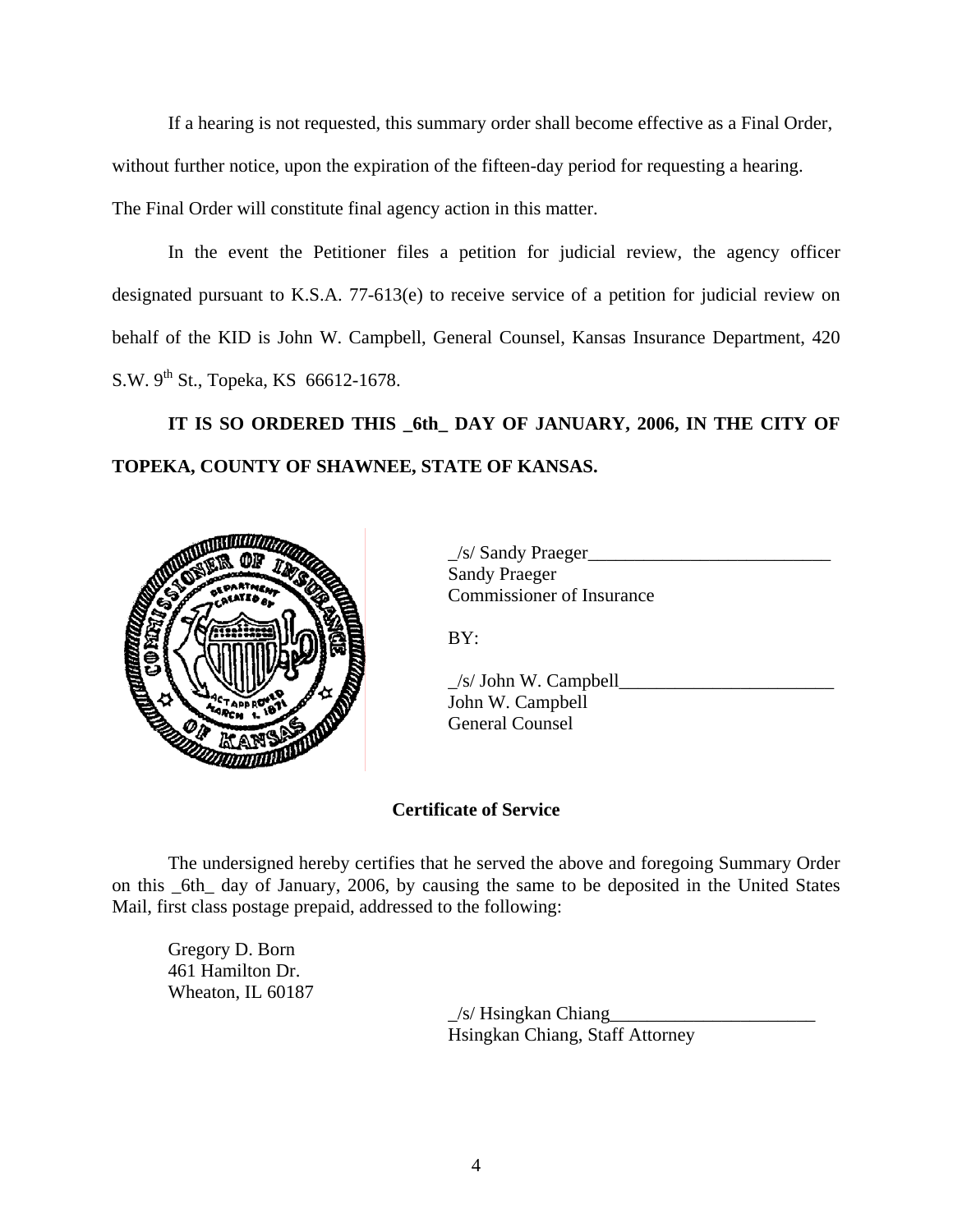If a hearing is not requested, this summary order shall become effective as a Final Order, without further notice, upon the expiration of the fifteen-day period for requesting a hearing. The Final Order will constitute final agency action in this matter.

In the event the Petitioner files a petition for judicial review, the agency officer designated pursuant to K.S.A. 77-613(e) to receive service of a petition for judicial review on behalf of the KID is John W. Campbell, General Counsel, Kansas Insurance Department, 420 S.W. 9th St., Topeka, KS 66612-1678.

**IT IS SO ORDERED THIS _6th_ DAY OF JANUARY, 2006, IN THE CITY OF TOPEKA, COUNTY OF SHAWNEE, STATE OF KANSAS.**

_/s/ Sandy Praeger__________________________
Sandy Praeger
Commissioner of Insurance

BY:

_/s/ John W. Campbell_______________________
John W. Campbell
General Counsel

**Certificate of Service**

The undersigned hereby certifies that he served the above and foregoing Summary Order on this _6th_ day of January, 2006, by causing the same to be deposited in the United States Mail, first class postage prepaid, addressed to the following:

Gregory D. Born
461 Hamilton Dr.
Wheaton, IL 60187

_/s/ Hsingkan Chiang______________________
Hsingkan Chiang, Staff Attorney